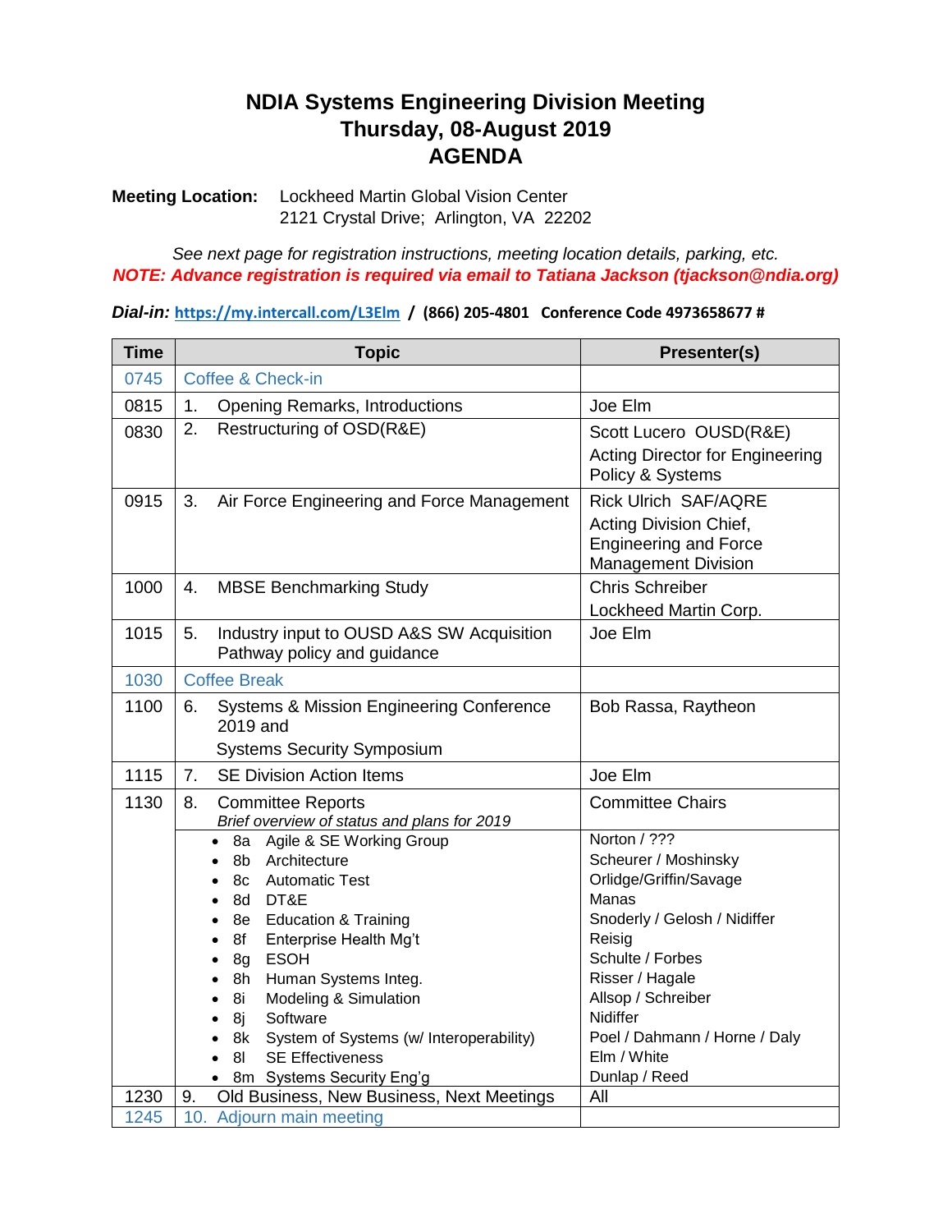# NDIA Systems Engineering Division Meeting
# Thursday, 08-August 2019
# AGENDA

**Meeting Location:** Lockheed Martin Global Vision Center
2121 Crystal Drive; Arlington, VA 22202

*See next page for registration instructions, meeting location details, parking, etc.*

***NOTE: Advance registration is required via email to Tatiana Jackson (tjackson@ndia.org)***

***Dial-in:*** **https://my.intercall.com/L3Elm / (866) 205-4801 Conference Code 4973658677 #**

| Time | Topic | Presenter(s) |
|---|---|---|
| 0745 | Coffee & Check-in | |
| 0815 | 1. Opening Remarks, Introductions | Joe Elm |
| 0830 | 2. Restructuring of OSD(R&E) | Scott Lucero OUSD(R&E)<br>Acting Director for Engineering Policy & Systems |
| 0915 | 3. Air Force Engineering and Force Management | Rick Ulrich SAF/AQRE<br>Acting Division Chief, Engineering and Force Management Division |
| 1000 | 4. MBSE Benchmarking Study | Chris Schreiber<br>Lockheed Martin Corp. |
| 1015 | 5. Industry input to OUSD A&S SW Acquisition Pathway policy and guidance | Joe Elm |
| 1030 | Coffee Break | |
| 1100 | 6. Systems & Mission Engineering Conference 2019 and<br>Systems Security Symposium | Bob Rassa, Raytheon |
| 1115 | 7. SE Division Action Items | Joe Elm |
| 1130 | 8. Committee Reports<br>*Brief overview of status and plans for 2019* | Committee Chairs |
| | • 8a Agile & SE Working Group | Norton / ??? |
| | • 8b Architecture | Scheurer / Moshinsky |
| | • 8c Automatic Test | Orlidge/Griffin/Savage |
| | • 8d DT&E | Manas |
| | • 8e Education & Training | Snoderly / Gelosh / Nidiffer |
| | • 8f Enterprise Health Mg't | Reisig |
| | • 8g ESOH | Schulte / Forbes |
| | • 8h Human Systems Integ. | Risser / Hagale |
| | • 8i Modeling & Simulation | Allsop / Schreiber |
| | • 8j Software | Nidiffer |
| | • 8k System of Systems (w/ Interoperability) | Poel / Dahmann / Horne / Daly |
| | • 8l SE Effectiveness | Elm / White |
| | • 8m Systems Security Eng'g | Dunlap / Reed |
| 1230 | 9. Old Business, New Business, Next Meetings | All |
| 1245 | 10. Adjourn main meeting | |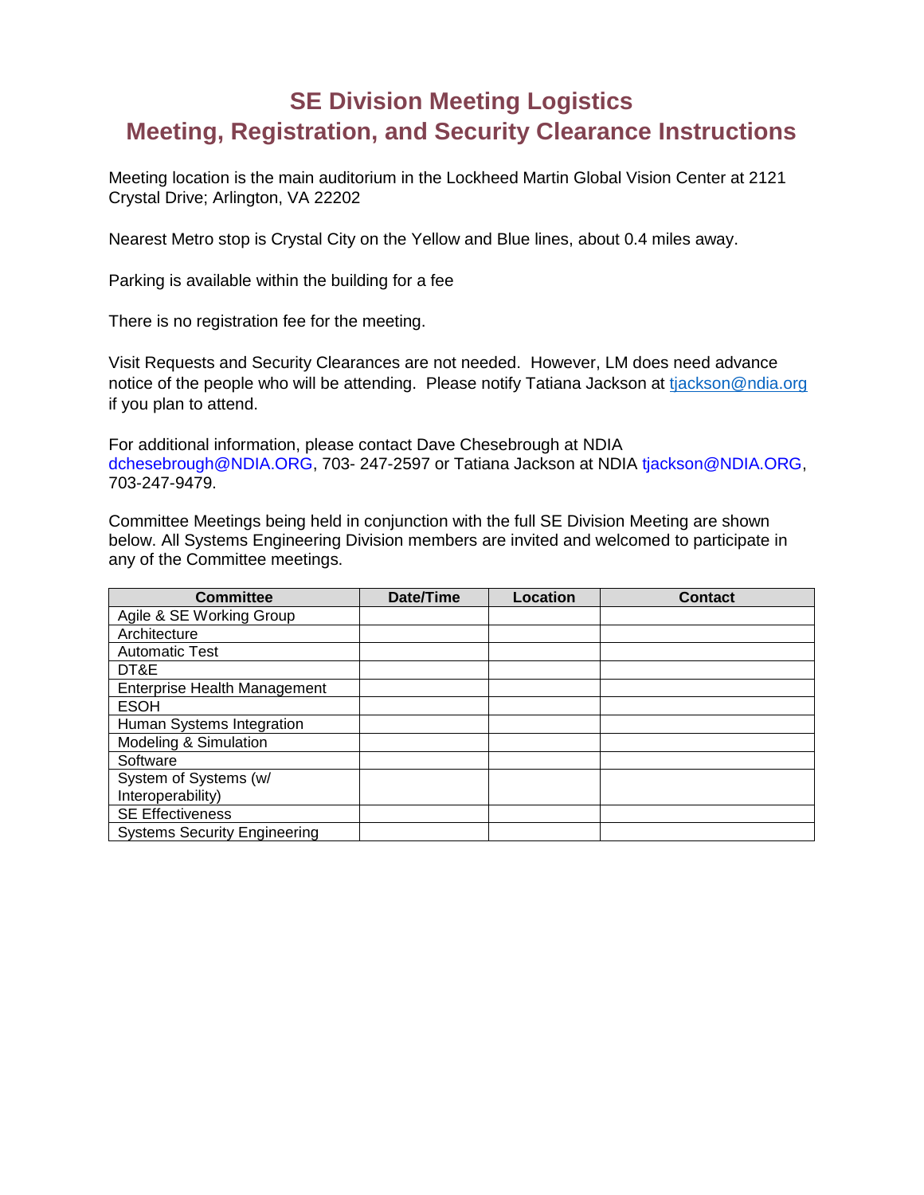# SE Division Meeting Logistics
# Meeting, Registration, and Security Clearance Instructions

Meeting location is the main auditorium in the Lockheed Martin Global Vision Center at 2121 Crystal Drive; Arlington, VA 22202

Nearest Metro stop is Crystal City on the Yellow and Blue lines, about 0.4 miles away.

Parking is available within the building for a fee

There is no registration fee for the meeting.

Visit Requests and Security Clearances are not needed. However, LM does need advance notice of the people who will be attending. Please notify Tatiana Jackson at tjackson@ndia.org if you plan to attend.

For additional information, please contact Dave Chesebrough at NDIA dchesebrough@NDIA.ORG, 703- 247-2597 or Tatiana Jackson at NDIA tjackson@NDIA.ORG, 703-247-9479.

Committee Meetings being held in conjunction with the full SE Division Meeting are shown below. All Systems Engineering Division members are invited and welcomed to participate in any of the Committee meetings.

| Committee | Date/Time | Location | Contact |
|---|---|---|---|
| Agile & SE Working Group | | | |
| Architecture | | | |
| Automatic Test | | | |
| DT&E | | | |
| Enterprise Health Management | | | |
| ESOH | | | |
| Human Systems Integration | | | |
| Modeling & Simulation | | | |
| Software | | | |
| System of Systems (w/ Interoperability) | | | |
| SE Effectiveness | | | |
| Systems Security Engineering | | | |